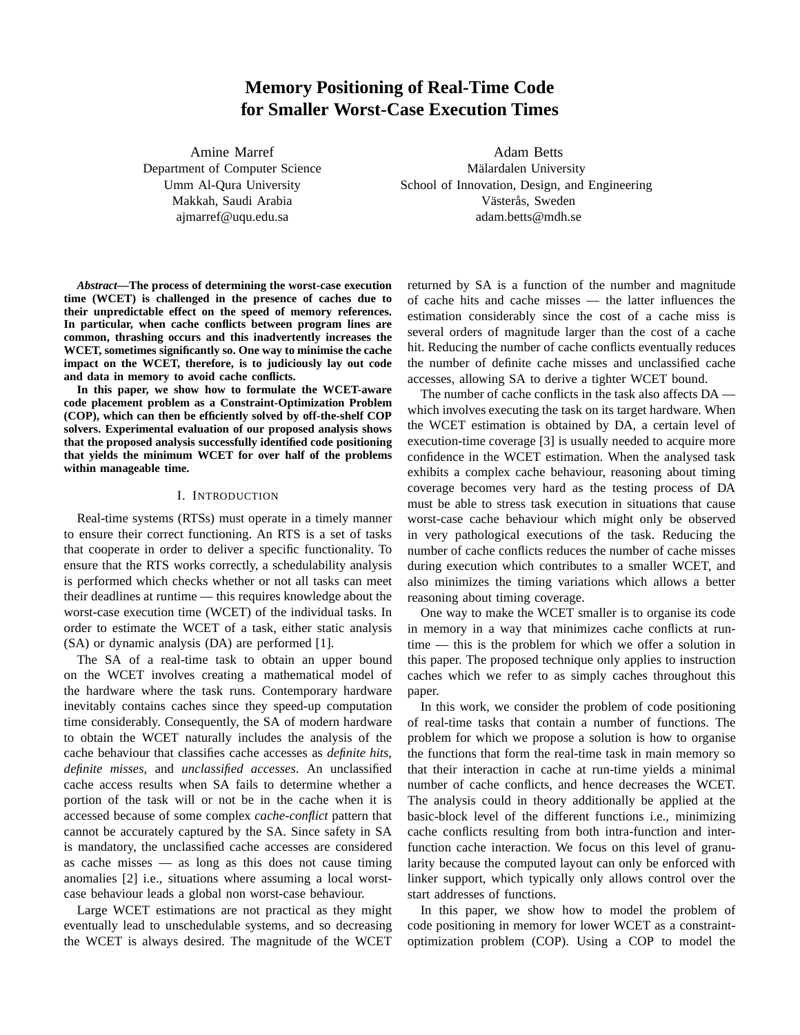# Memory Positioning of Real-Time Code for Smaller Worst-Case Execution Times

Amine Marref
Department of Computer Science
Umm Al-Qura University
Makkah, Saudi Arabia
ajmarref@uqu.edu.sa

Adam Betts
Mälardalen University
School of Innovation, Design, and Engineering
Västerås, Sweden
adam.betts@mdh.se

***Abstract*—The process of determining the worst-case execution time (WCET) is challenged in the presence of caches due to their unpredictable effect on the speed of memory references. In particular, when cache conflicts between program lines are common, thrashing occurs and this inadvertently increases the WCET, sometimes significantly so. One way to minimise the cache impact on the WCET, therefore, is to judiciously lay out code and data in memory to avoid cache conflicts.**

**In this paper, we show how to formulate the WCET-aware code placement problem as a Constraint-Optimization Problem (COP), which can then be efficiently solved by off-the-shelf COP solvers. Experimental evaluation of our proposed analysis shows that the proposed analysis successfully identified code positioning that yields the minimum WCET for over half of the problems within manageable time.**

## I. Introduction

Real-time systems (RTSs) must operate in a timely manner to ensure their correct functioning. An RTS is a set of tasks that cooperate in order to deliver a specific functionality. To ensure that the RTS works correctly, a schedulability analysis is performed which checks whether or not all tasks can meet their deadlines at runtime — this requires knowledge about the worst-case execution time (WCET) of the individual tasks. In order to estimate the WCET of a task, either static analysis (SA) or dynamic analysis (DA) are performed [1].

The SA of a real-time task to obtain an upper bound on the WCET involves creating a mathematical model of the hardware where the task runs. Contemporary hardware inevitably contains caches since they speed-up computation time considerably. Consequently, the SA of modern hardware to obtain the WCET naturally includes the analysis of the cache behaviour that classifies cache accesses as *definite hits*, *definite misses*, and *unclassified accesses*. An unclassified cache access results when SA fails to determine whether a portion of the task will or not be in the cache when it is accessed because of some complex *cache-conflict* pattern that cannot be accurately captured by the SA. Since safety in SA is mandatory, the unclassified cache accesses are considered as cache misses — as long as this does not cause timing anomalies [2] i.e., situations where assuming a local worst-case behaviour leads a global non worst-case behaviour.

Large WCET estimations are not practical as they might eventually lead to unschedulable systems, and so decreasing the WCET is always desired. The magnitude of the WCET returned by SA is a function of the number and magnitude of cache hits and cache misses — the latter influences the estimation considerably since the cost of a cache miss is several orders of magnitude larger than the cost of a cache hit. Reducing the number of cache conflicts eventually reduces the number of definite cache misses and unclassified cache accesses, allowing SA to derive a tighter WCET bound.

The number of cache conflicts in the task also affects DA — which involves executing the task on its target hardware. When the WCET estimation is obtained by DA, a certain level of execution-time coverage [3] is usually needed to acquire more confidence in the WCET estimation. When the analysed task exhibits a complex cache behaviour, reasoning about timing coverage becomes very hard as the testing process of DA must be able to stress task execution in situations that cause worst-case cache behaviour which might only be observed in very pathological executions of the task. Reducing the number of cache conflicts reduces the number of cache misses during execution which contributes to a smaller WCET, and also minimizes the timing variations which allows a better reasoning about timing coverage.

One way to make the WCET smaller is to organise its code in memory in a way that minimizes cache conflicts at run-time — this is the problem for which we offer a solution in this paper. The proposed technique only applies to instruction caches which we refer to as simply caches throughout this paper.

In this work, we consider the problem of code positioning of real-time tasks that contain a number of functions. The problem for which we propose a solution is how to organise the functions that form the real-time task in main memory so that their interaction in cache at run-time yields a minimal number of cache conflicts, and hence decreases the WCET. The analysis could in theory additionally be applied at the basic-block level of the different functions i.e., minimizing cache conflicts resulting from both intra-function and inter-function cache interaction. We focus on this level of granularity because the computed layout can only be enforced with linker support, which typically only allows control over the start addresses of functions.

In this paper, we show how to model the problem of code positioning in memory for lower WCET as a constraint-optimization problem (COP). Using a COP to model the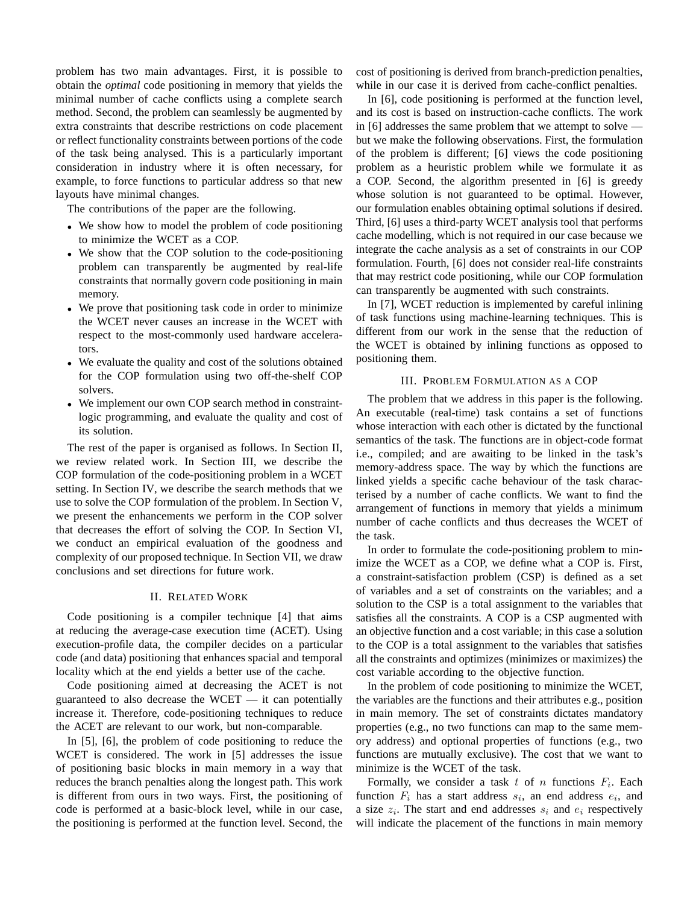problem has two main advantages. First, it is possible to obtain the *optimal* code positioning in memory that yields the minimal number of cache conflicts using a complete search method. Second, the problem can seamlessly be augmented by extra constraints that describe restrictions on code placement or reflect functionality constraints between portions of the code of the task being analysed. This is a particularly important consideration in industry where it is often necessary, for example, to force functions to particular address so that new layouts have minimal changes.

The contributions of the paper are the following.

- We show how to model the problem of code positioning to minimize the WCET as a COP.
- We show that the COP solution to the code-positioning problem can transparently be augmented by real-life constraints that normally govern code positioning in main memory.
- We prove that positioning task code in order to minimize the WCET never causes an increase in the WCET with respect to the most-commonly used hardware accelerators.
- We evaluate the quality and cost of the solutions obtained for the COP formulation using two off-the-shelf COP solvers.
- We implement our own COP search method in constraint-logic programming, and evaluate the quality and cost of its solution.

The rest of the paper is organised as follows. In Section II, we review related work. In Section III, we describe the COP formulation of the code-positioning problem in a WCET setting. In Section IV, we describe the search methods that we use to solve the COP formulation of the problem. In Section V, we present the enhancements we perform in the COP solver that decreases the effort of solving the COP. In Section VI, we conduct an empirical evaluation of the goodness and complexity of our proposed technique. In Section VII, we draw conclusions and set directions for future work.

## II. Related Work

Code positioning is a compiler technique [4] that aims at reducing the average-case execution time (ACET). Using execution-profile data, the compiler decides on a particular code (and data) positioning that enhances spacial and temporal locality which at the end yields a better use of the cache.

Code positioning aimed at decreasing the ACET is not guaranteed to also decrease the WCET — it can potentially increase it. Therefore, code-positioning techniques to reduce the ACET are relevant to our work, but non-comparable.

In [5], [6], the problem of code positioning to reduce the WCET is considered. The work in [5] addresses the issue of positioning basic blocks in main memory in a way that reduces the branch penalties along the longest path. This work is different from ours in two ways. First, the positioning of code is performed at a basic-block level, while in our case, the positioning is performed at the function level. Second, the cost of positioning is derived from branch-prediction penalties, while in our case it is derived from cache-conflict penalties.

In [6], code positioning is performed at the function level, and its cost is based on instruction-cache conflicts. The work in [6] addresses the same problem that we attempt to solve — but we make the following observations. First, the formulation of the problem is different; [6] views the code positioning problem as a heuristic problem while we formulate it as a COP. Second, the algorithm presented in [6] is greedy whose solution is not guaranteed to be optimal. However, our formulation enables obtaining optimal solutions if desired. Third, [6] uses a third-party WCET analysis tool that performs cache modelling, which is not required in our case because we integrate the cache analysis as a set of constraints in our COP formulation. Fourth, [6] does not consider real-life constraints that may restrict code positioning, while our COP formulation can transparently be augmented with such constraints.

In [7], WCET reduction is implemented by careful inlining of task functions using machine-learning techniques. This is different from our work in the sense that the reduction of the WCET is obtained by inlining functions as opposed to positioning them.

## III. Problem Formulation as a COP

The problem that we address in this paper is the following. An executable (real-time) task contains a set of functions whose interaction with each other is dictated by the functional semantics of the task. The functions are in object-code format i.e., compiled; and are awaiting to be linked in the task's memory-address space. The way by which the functions are linked yields a specific cache behaviour of the task characterised by a number of cache conflicts. We want to find the arrangement of functions in memory that yields a minimum number of cache conflicts and thus decreases the WCET of the task.

In order to formulate the code-positioning problem to minimize the WCET as a COP, we define what a COP is. First, a constraint-satisfaction problem (CSP) is defined as a set of variables and a set of constraints on the variables; and a solution to the CSP is a total assignment to the variables that satisfies all the constraints. A COP is a CSP augmented with an objective function and a cost variable; in this case a solution to the COP is a total assignment to the variables that satisfies all the constraints and optimizes (minimizes or maximizes) the cost variable according to the objective function.

In the problem of code positioning to minimize the WCET, the variables are the functions and their attributes e.g., position in main memory. The set of constraints dictates mandatory properties (e.g., no two functions can map to the same memory address) and optional properties of functions (e.g., two functions are mutually exclusive). The cost that we want to minimize is the WCET of the task.

Formally, we consider a task $t$ of $n$ functions $F_i$. Each function $F_i$ has a start address $s_i$, an end address $e_i$, and a size $z_i$. The start and end addresses $s_i$ and $e_i$ respectively will indicate the placement of the functions in main memory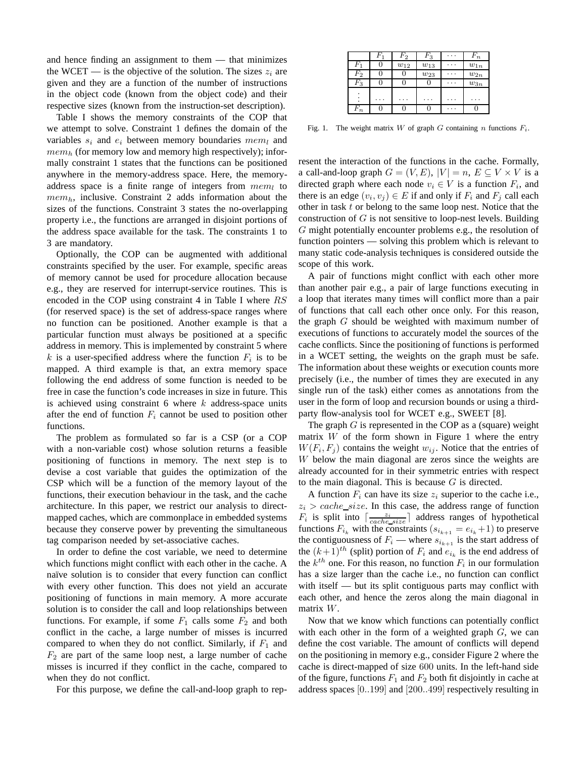and hence finding an assignment to them — that minimizes the WCET — is the objective of the solution. The sizes $z_i$ are given and they are a function of the number of instructions in the object code (known from the object code) and their respective sizes (known from the instruction-set description).

Table I shows the memory constraints of the COP that we attempt to solve. Constraint 1 defines the domain of the variables $s_i$ and $e_i$ between memory boundaries $mem_l$ and $mem_h$ (for memory low and memory high respectively); informally constraint 1 states that the functions can be positioned anywhere in the memory-address space. Here, the memory-address space is a finite range of integers from $mem_l$ to $mem_h$, inclusive. Constraint 2 adds information about the sizes of the functions. Constraint 3 states the no-overlapping property i.e., the functions are arranged in disjoint portions of the address space available for the task. The constraints 1 to 3 are mandatory.

Optionally, the COP can be augmented with additional constraints specified by the user. For example, specific areas of memory cannot be used for procedure allocation because e.g., they are reserved for interrupt-service routines. This is encoded in the COP using constraint 4 in Table I where $RS$ (for reserved space) is the set of address-space ranges where no function can be positioned. Another example is that a particular function must always be positioned at a specific address in memory. This is implemented by constraint 5 where $k$ is a user-specified address where the function $F_i$ is to be mapped. A third example is that, an extra memory space following the end address of some function is needed to be free in case the function's code increases in size in future. This is achieved using constraint 6 where $k$ address-space units after the end of function $F_i$ cannot be used to position other functions.

The problem as formulated so far is a CSP (or a COP with a non-variable cost) whose solution returns a feasible positioning of functions in memory. The next step is to devise a cost variable that guides the optimization of the CSP which will be a function of the memory layout of the functions, their execution behaviour in the task, and the cache architecture. In this paper, we restrict our analysis to direct-mapped caches, which are commonplace in embedded systems because they conserve power by preventing the simultaneous tag comparison needed by set-associative caches.

In order to define the cost variable, we need to determine which functions might conflict with each other in the cache. A naïve solution is to consider that every function can conflict with every other function. This does not yield an accurate positioning of functions in main memory. A more accurate solution is to consider the call and loop relationships between functions. For example, if some $F_1$ calls some $F_2$ and both conflict in the cache, a large number of misses is incurred compared to when they do not conflict. Similarly, if $F_1$ and $F_2$ are part of the same loop nest, a large number of cache misses is incurred if they conflict in the cache, compared to when they do not conflict.

For this purpose, we define the call-and-loop graph to represent the interaction of the functions in the cache. Formally, a call-and-loop graph $G = (V, E)$, $|V| = n$, $E \subseteq V \times V$ is a directed graph where each node $v_i \in V$ is a function $F_i$, and there is an edge $(v_i, v_j) \in E$ if and only if $F_i$ and $F_j$ call each other in task $t$ or belong to the same loop nest. Notice that the construction of $G$ is not sensitive to loop-nest levels. Building $G$ might potentially encounter problems e.g., the resolution of function pointers — solving this problem which is relevant to many static code-analysis techniques is considered outside the scope of this work.

|  | $F_1$ | $F_2$ | $F_3$ | $\cdots$ | $F_n$ |
|---|---|---|---|---|---|
| $F_1$ | 0 | $w_{12}$ | $w_{13}$ | $\cdots$ | $w_{1n}$ |
| $F_2$ | 0 | 0 | $w_{23}$ | $\cdots$ | $w_{2n}$ |
| $F_3$ | 0 | 0 | 0 | $\cdots$ | $w_{3n}$ |
| $\vdots$ | $\cdots$ | $\cdots$ | $\cdots$ | $\cdots$ | $\cdots$ |
| $F_n$ | 0 | 0 | 0 | $\cdots$ | 0 |

Fig. 1. The weight matrix $W$ of graph $G$ containing $n$ functions $F_i$.

A pair of functions might conflict with each other more than another pair e.g., a pair of large functions executing in a loop that iterates many times will conflict more than a pair of functions that call each other once only. For this reason, the graph $G$ should be weighted with maximum number of executions of functions to accurately model the sources of the cache conflicts. Since the positioning of functions is performed in a WCET setting, the weights on the graph must be safe. The information about these weights or execution counts more precisely (i.e., the number of times they are executed in any single run of the task) either comes as annotations from the user in the form of loop and recursion bounds or using a third-party flow-analysis tool for WCET e.g., SWEET [8].

The graph $G$ is represented in the COP as a (square) weight matrix $W$ of the form shown in Figure 1 where the entry $W(F_i, F_j)$ contains the weight $w_{ij}$. Notice that the entries of $W$ below the main diagonal are zeros since the weights are already accounted for in their symmetric entries with respect to the main diagonal. This is because $G$ is directed.

A function $F_i$ can have its size $z_i$ superior to the cache i.e., $z_i > cache\_size$. In this case, the address range of function $F_i$ is split into $\lceil \frac{z_i}{cache\_size} \rceil$ address ranges of hypothetical functions $F_{i_k}$ with the constraints $(s_{i_{k+1}} = e_{i_k} + 1)$ to preserve the contiguousness of $F_i$ — where $s_{i_{k+1}}$ is the start address of the $(k+1)^{th}$ (split) portion of $F_i$ and $e_{i_k}$ is the end address of the $k^{th}$ one. For this reason, no function $F_i$ in our formulation has a size larger than the cache i.e., no function can conflict with itself — but its split contiguous parts may conflict with each other, and hence the zeros along the main diagonal in matrix $W$.

Now that we know which functions can potentially conflict with each other in the form of a weighted graph $G$, we can define the cost variable. The amount of conflicts will depend on the positioning in memory e.g., consider Figure 2 where the cache is direct-mapped of size $600$ units. In the left-hand side of the figure, functions $F_1$ and $F_2$ both fit disjointly in cache at address spaces $[0..199]$ and $[200..499]$ respectively resulting in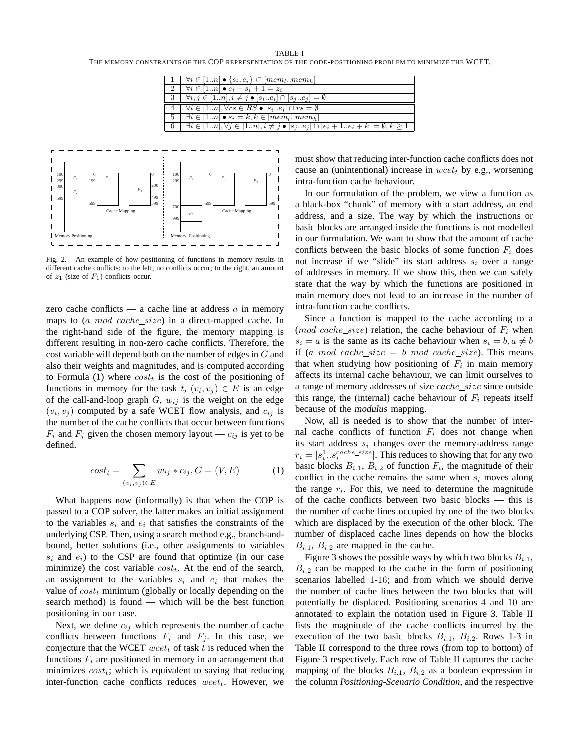TABLE I
THE MEMORY CONSTRAINTS OF THE COP REPRESENTATION OF THE CODE-POSITIONING PROBLEM TO MINIMIZE THE WCET.

| | |
|---|---|
| 1 | $\forall i \in [1..n] \bullet \{s_i, e_i\} \subset [mem_l..mem_h]$ |
| 2 | $\forall i \in [1..n] \bullet e_i - s_i + 1 = z_i$ |
| 3 | $\forall i, j \in [1..n], i \neq j \bullet [s_i..e_i] \cap [s_j..e_j] = \emptyset$ |
| 4 | $\forall i \in [1..n], \forall rs \in RS \bullet [s_i..e_i] \cap rs = \emptyset$ |
| 5 | $\exists i \in [1..n] \bullet s_i = k, k \in [mem_l..mem_h]$ |
| 6 | $\exists i \in [1..n], \forall j \in [1..n], i \neq j \bullet [s_j..e_j] \cap [e_i + 1..e_i + k] = \emptyset, k \geq 1$ |

Fig. 2. An example of how positioning of functions in memory results in different cache conflicts: to the left, no conflicts occur; to the right, an amount of $z_1$ (size of $F_1$) conflicts occur.

zero cache conflicts — a cache line at address $a$ in memory maps to ($a\ mod\ cache\_size$) in a direct-mapped cache. In the right-hand side of the figure, the memory mapping is different resulting in non-zero cache conflicts. Therefore, the cost variable will depend both on the number of edges in $G$ and also their weights and magnitudes, and is computed according to Formula (1) where $cost_t$ is the cost of the positioning of functions in memory for the task $t$, $(v_i, v_j) \in E$ is an edge of the call-and-loop graph $G$, $w_{ij}$ is the weight on the edge $(v_i, v_j)$ computed by a safe WCET flow analysis, and $c_{ij}$ is the number of the cache conflicts that occur between functions $F_i$ and $F_j$ given the chosen memory layout — $c_{ij}$ is yet to be defined.

$$cost_t = \sum_{(v_i,v_j) \in E} w_{ij} * c_{ij}, G = (V, E) \quad (1)$$

What happens now (informally) is that when the COP is passed to a COP solver, the latter makes an initial assignment to the variables $s_i$ and $e_i$ that satisfies the constraints of the underlying CSP. Then, using a search method e.g., branch-and-bound, better solutions (i.e., other assignments to variables $s_i$ and $e_i$) to the CSP are found that optimize (in our case minimize) the cost variable $cost_t$. At the end of the search, an assignment to the variables $s_i$ and $e_i$ that makes the value of $cost_t$ minimum (globally or locally depending on the search method) is found — which will be the best function positioning in our case.

Next, we define $c_{ij}$ which represents the number of cache conflicts between functions $F_i$ and $F_j$. In this case, we conjecture that the WCET $wcet_t$ of task $t$ is reduced when the functions $F_i$ are positioned in memory in an arrangement that minimizes $cost_t$; which is equivalent to saying that reducing inter-function cache conflicts reduces $wcet_t$. However, we must show that reducing inter-function cache conflicts does not cause an (unintentional) increase in $wcet_t$ by e.g., worsening intra-function cache behaviour.

In our formulation of the problem, we view a function as a black-box "chunk" of memory with a start address, an end address, and a size. The way by which the instructions or basic blocks are arranged inside the functions is not modelled in our formulation. We want to show that the amount of cache conflicts between the basic blocks of some function $F_i$ does not increase if we "slide" its start address $s_i$ over a range of addresses in memory. If we show this, then we can safely state that the way by which the functions are positioned in main memory does not lead to an increase in the number of intra-function cache conflicts.

Since a function is mapped to the cache according to a ($mod\ cache\_size$) relation, the cache behaviour of $F_i$ when $s_i = a$ is the same as its cache behaviour when $s_i = b, a \neq b$ if ($a\ mod\ cache\_size = b\ mod\ cache\_size$). This means that when studying how positioning of $F_i$ in main memory affects its internal cache behaviour, we can limit ourselves to a range of memory addresses of size $cache\_size$ since outside this range, the (internal) cache behaviour of $F_i$ repeats itself because of the *modulus* mapping.

Now, all is needed is to show that the number of internal cache conflicts of function $F_i$ does not change when its start address $s_i$ changes over the memory-address range $r_i = [s_i^1..s_i^{cache\_size}]$. This reduces to showing that for any two basic blocks $B_{i.1}$, $B_{i.2}$ of function $F_i$, the magnitude of their conflict in the cache remains the same when $s_i$ moves along the range $r_i$. For this, we need to determine the magnitude of the cache conflicts between two basic blocks — this is the number of cache lines occupied by one of the two blocks which are displaced by the execution of the other block. The number of displaced cache lines depends on how the blocks $B_{i.1}$, $B_{i.2}$ are mapped in the cache.

Figure 3 shows the possible ways by which two blocks $B_{i.1}$, $B_{i.2}$ can be mapped to the cache in the form of positioning scenarios labelled 1-16; and from which we should derive the number of cache lines between the two blocks that will potentially be displaced. Positioning scenarios 4 and 10 are annotated to explain the notation used in Figure 3. Table II lists the magnitude of the cache conflicts incurred by the execution of the two basic blocks $B_{i.1}$, $B_{i.2}$. Rows 1-3 in Table II correspond to the three rows (from top to bottom) of Figure 3 respectively. Each row of Table II captures the cache mapping of the blocks $B_{i.1}$, $B_{i.2}$ as a boolean expression in the column *Positioning-Scenario Condition*, and the respective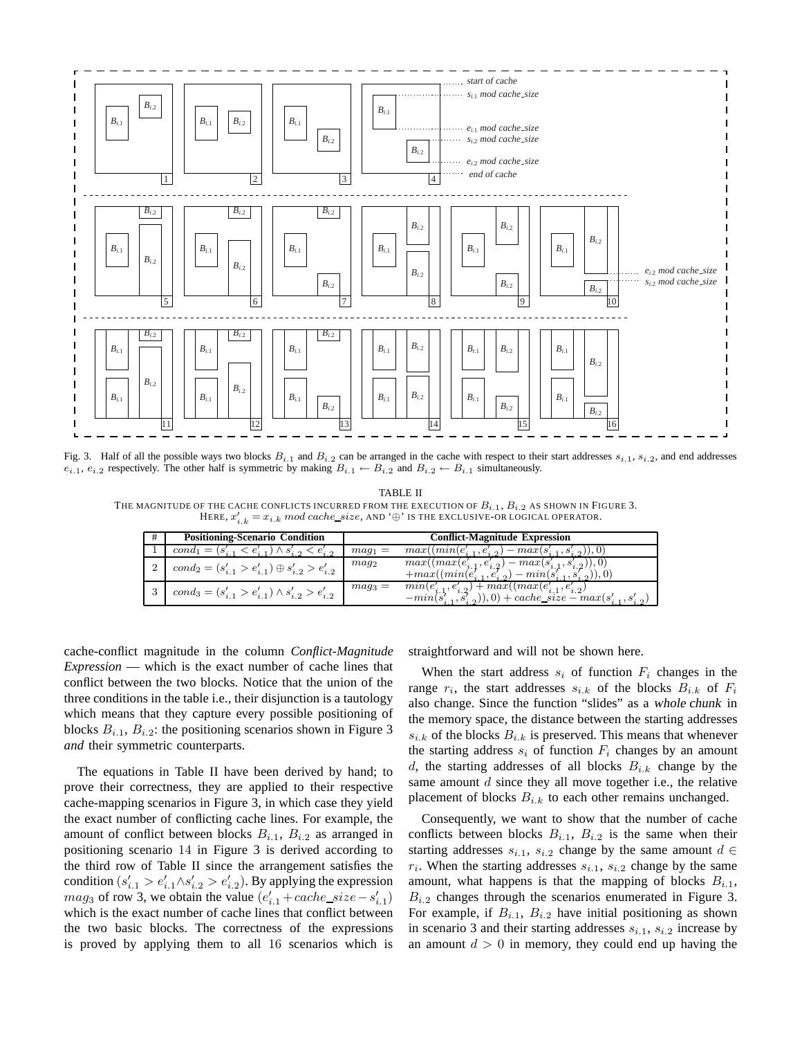Fig. 3. Half of all the possible ways two blocks $B_{i.1}$ and $B_{i.2}$ can be arranged in the cache with respect to their start addresses $s_{i.1}$, $s_{i.2}$, and end addresses $e_{i.1}$, $e_{i.2}$ respectively. The other half is symmetric by making $B_{i.1} \leftarrow B_{i.2}$ and $B_{i.2} \leftarrow B_{i.1}$ simultaneously.

TABLE II
THE MAGNITUDE OF THE CACHE CONFLICTS INCURRED FROM THE EXECUTION OF $B_{i.1}$, $B_{i.2}$ AS SHOWN IN FIGURE 3. HERE, $x'_{i.k} = x_{i.k}$ *mod cache_size*, AND '$\oplus$' IS THE EXCLUSIVE-OR LOGICAL OPERATOR.

| # | Positioning-Scenario Condition | Conflict-Magnitude Expression |
|---|---|---|
| 1 | $cond_1 = (s'_{i.1} < e'_{i.1}) \wedge s'_{i.2} < e'_{i.2}$ | $mag_1 = max((min(e'_{i.1}, e'_{i.2}) - max(s'_{i.1}, s'_{i.2})), 0)$ |
| 2 | $cond_2 = (s'_{i.1} > e'_{i.1}) \oplus s'_{i.2} > e'_{i.2}$ | $mag_2 \quad max((max(e'_{i.1}, e'_{i.2}) - max(s'_{i.1}, s'_{i.2})), 0) + max((min(e'_{i.1}, e'_{i.2}) - min(s'_{i.1}, s'_{i.2})), 0)$ |
| 3 | $cond_3 = (s'_{i.1} > e'_{i.1}) \wedge s'_{i.2} > e'_{i.2}$ | $mag_3 = min(e'_{i.1}, e'_{i.2}) + max((max(e'_{i.1}, e'_{i.2}) - min(s'_{i.1}, s'_{i.2})), 0) + cache\_size - max(s'_{i.1}, s'_{i.2})$ |

cache-conflict magnitude in the column *Conflict-Magnitude Expression* — which is the exact number of cache lines that conflict between the two blocks. Notice that the union of the three conditions in the table i.e., their disjunction is a tautology which means that they capture every possible positioning of blocks $B_{i.1}$, $B_{i.2}$: the positioning scenarios shown in Figure 3 *and* their symmetric counterparts.

The equations in Table II have been derived by hand; to prove their correctness, they are applied to their respective cache-mapping scenarios in Figure 3, in which case they yield the exact number of conflicting cache lines. For example, the amount of conflict between blocks $B_{i.1}$, $B_{i.2}$ as arranged in positioning scenario 14 in Figure 3 is derived according to the third row of Table II since the arrangement satisfies the condition $(s'_{i.1} > e'_{i.1} \wedge s'_{i.2} > e'_{i.2})$. By applying the expression $mag_3$ of row 3, we obtain the value $(e'_{i.1} + cache\_size - s'_{i.1})$ which is the exact number of cache lines that conflict between the two basic blocks. The correctness of the expressions is proved by applying them to all 16 scenarios which is straightforward and will not be shown here.

When the start address $s_i$ of function $F_i$ changes in the range $r_i$, the start addresses $s_{i.k}$ of the blocks $B_{i.k}$ of $F_i$ also change. Since the function "slides" as a *whole chunk* in the memory space, the distance between the starting addresses $s_{i.k}$ of the blocks $B_{i.k}$ is preserved. This means that whenever the starting address $s_i$ of function $F_i$ changes by an amount $d$, the starting addresses of all blocks $B_{i.k}$ change by the same amount $d$ since they all move together i.e., the relative placement of blocks $B_{i.k}$ to each other remains unchanged.

Consequently, we want to show that the number of cache conflicts between blocks $B_{i.1}$, $B_{i.2}$ is the same when their starting addresses $s_{i.1}$, $s_{i.2}$ change by the same amount $d \in r_i$. When the starting addresses $s_{i.1}$, $s_{i.2}$ change by the same amount, what happens is that the mapping of blocks $B_{i.1}$, $B_{i.2}$ changes through the scenarios enumerated in Figure 3. For example, if $B_{i.1}$, $B_{i.2}$ have initial positioning as shown in scenario 3 and their starting addresses $s_{i.1}$, $s_{i.2}$ increase by an amount $d > 0$ in memory, they could end up having the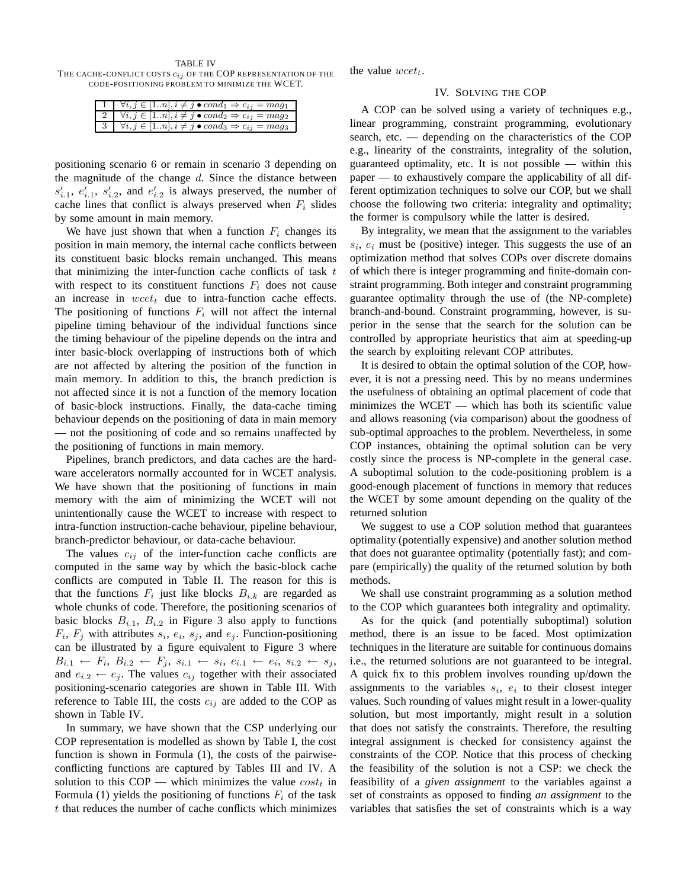TABLE IV
THE CACHE-CONFLICT COSTS $c_{ij}$ OF THE COP REPRESENTATION OF THE CODE-POSITIONING PROBLEM TO MINIMIZE THE WCET.

| | |
|---|---|
| 1 | $\forall i, j \in [1..n], i \neq j \bullet cond_1 \Rightarrow c_{ij} = mag_1$ |
| 2 | $\forall i, j \in [1..n], i \neq j \bullet cond_2 \Rightarrow c_{ij} = mag_2$ |
| 3 | $\forall i, j \in [1..n], i \neq j \bullet cond_3 \Rightarrow c_{ij} = mag_3$ |

positioning scenario 6 or remain in scenario 3 depending on the magnitude of the change $d$. Since the distance between $s'_{i.1}$, $e'_{i.1}$, $s'_{i.2}$, and $e'_{i.2}$ is always preserved, the number of cache lines that conflict is always preserved when $F_i$ slides by some amount in main memory.

We have just shown that when a function $F_i$ changes its position in main memory, the internal cache conflicts between its constituent basic blocks remain unchanged. This means that minimizing the inter-function cache conflicts of task $t$ with respect to its constituent functions $F_i$ does not cause an increase in $wcet_t$ due to intra-function cache effects. The positioning of functions $F_i$ will not affect the internal pipeline timing behaviour of the individual functions since the timing behaviour of the pipeline depends on the intra and inter basic-block overlapping of instructions both of which are not affected by altering the position of the function in main memory. In addition to this, the branch prediction is not affected since it is not a function of the memory location of basic-block instructions. Finally, the data-cache timing behaviour depends on the positioning of data in main memory — not the positioning of code and so remains unaffected by the positioning of functions in main memory.

Pipelines, branch predictors, and data caches are the hardware accelerators normally accounted for in WCET analysis. We have shown that the positioning of functions in main memory with the aim of minimizing the WCET will not unintentionally cause the WCET to increase with respect to intra-function instruction-cache behaviour, pipeline behaviour, branch-predictor behaviour, or data-cache behaviour.

The values $c_{ij}$ of the inter-function cache conflicts are computed in the same way by which the basic-block cache conflicts are computed in Table II. The reason for this is that the functions $F_i$ just like blocks $B_{i.k}$ are regarded as whole chunks of code. Therefore, the positioning scenarios of basic blocks $B_{i.1}$, $B_{i.2}$ in Figure 3 also apply to functions $F_i$, $F_j$ with attributes $s_i$, $e_i$, $s_j$, and $e_j$. Function-positioning can be illustrated by a figure equivalent to Figure 3 where $B_{i.1} \leftarrow F_i$, $B_{i.2} \leftarrow F_j$, $s_{i.1} \leftarrow s_i$, $e_{i.1} \leftarrow e_i$, $s_{i.2} \leftarrow s_j$, and $e_{i.2} \leftarrow e_j$. The values $c_{ij}$ together with their associated positioning-scenario categories are shown in Table III. With reference to Table III, the costs $c_{ij}$ are added to the COP as shown in Table IV.

In summary, we have shown that the CSP underlying our COP representation is modelled as shown by Table I, the cost function is shown in Formula (1), the costs of the pairwise-conflicting functions are captured by Tables III and IV. A solution to this COP — which minimizes the value $cost_t$ in Formula (1) yields the positioning of functions $F_i$ of the task $t$ that reduces the number of cache conflicts which minimizes the value $wcet_t$.

## IV. SOLVING THE COP

A COP can be solved using a variety of techniques e.g., linear programming, constraint programming, evolutionary search, etc. — depending on the characteristics of the COP e.g., linearity of the constraints, integrality of the solution, guaranteed optimality, etc. It is not possible — within this paper — to exhaustively compare the applicability of all different optimization techniques to solve our COP, but we shall choose the following two criteria: integrality and optimality; the former is compulsory while the latter is desired.

By integrality, we mean that the assignment to the variables $s_i$, $e_i$ must be (positive) integer. This suggests the use of an optimization method that solves COPs over discrete domains of which there is integer programming and finite-domain constraint programming. Both integer and constraint programming guarantee optimality through the use of (the NP-complete) branch-and-bound. Constraint programming, however, is superior in the sense that the search for the solution can be controlled by appropriate heuristics that aim at speeding-up the search by exploiting relevant COP attributes.

It is desired to obtain the optimal solution of the COP, however, it is not a pressing need. This by no means undermines the usefulness of obtaining an optimal placement of code that minimizes the WCET — which has both its scientific value and allows reasoning (via comparison) about the goodness of sub-optimal approaches to the problem. Nevertheless, in some COP instances, obtaining the optimal solution can be very costly since the process is NP-complete in the general case. A suboptimal solution to the code-positioning problem is a good-enough placement of functions in memory that reduces the WCET by some amount depending on the quality of the returned solution

We suggest to use a COP solution method that guarantees optimality (potentially expensive) and another solution method that does not guarantee optimality (potentially fast); and compare (empirically) the quality of the returned solution by both methods.

We shall use constraint programming as a solution method to the COP which guarantees both integrality and optimality.

As for the quick (and potentially suboptimal) solution method, there is an issue to be faced. Most optimization techniques in the literature are suitable for continuous domains i.e., the returned solutions are not guaranteed to be integral. A quick fix to this problem involves rounding up/down the assignments to the variables $s_i$, $e_i$ to their closest integer values. Such rounding of values might result in a lower-quality solution, but most importantly, might result in a solution that does not satisfy the constraints. Therefore, the resulting integral assignment is checked for consistency against the constraints of the COP. Notice that this process of checking the feasibility of the solution is not a CSP: we check the feasibility of a *given assignment* to the variables against a set of constraints as opposed to finding *an assignment* to the variables that satisfies the set of constraints which is a way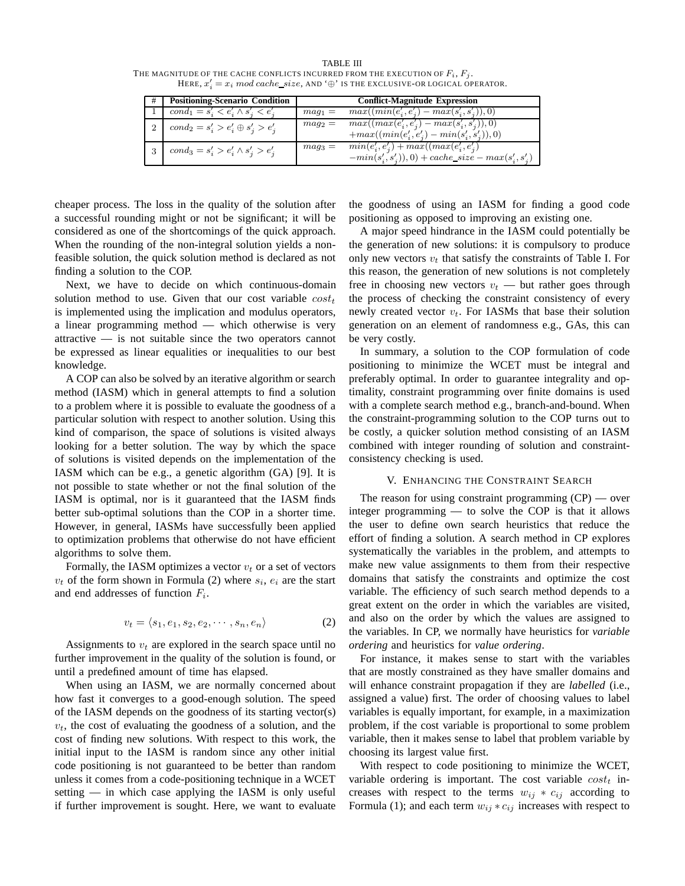TABLE III

THE MAGNITUDE OF THE CACHE CONFLICTS INCURRED FROM THE EXECUTION OF $F_i$, $F_j$. HERE, $x'_i = x_i \; mod \; cache\_size$, AND '$\oplus$' IS THE EXCLUSIVE-OR LOGICAL OPERATOR.

| # | Positioning-Scenario Condition | Conflict-Magnitude Expression | |
|---|---|---|---|
| 1 | $cond_1 = s'_i < e'_i \wedge s'_j < e'_j$ | $mag_1 =$ | $max((min(e'_i, e'_j) - max(s'_i, s'_j)), 0)$ |
| 2 | $cond_2 = s'_i > e'_i \oplus s'_j > e'_j$ | $mag_2 =$ | $max((max(e'_i, e'_j) - max(s'_i, s'_j)), 0)$ $+max((min(e'_i, e'_j) - min(s'_i, s'_j)), 0)$ |
| 3 | $cond_3 = s'_i > e'_i \wedge s'_j > e'_j$ | $mag_3 =$ | $min(e'_i, e'_j) + max((max(e'_i, e'_j)$ $-min(s'_i, s'_j)), 0) + cache\_size - max(s'_i, s'_j)$ |

cheaper process. The loss in the quality of the solution after a successful rounding might or not be significant; it will be considered as one of the shortcomings of the quick approach. When the rounding of the non-integral solution yields a non-feasible solution, the quick solution method is declared as not finding a solution to the COP.

Next, we have to decide on which continuous-domain solution method to use. Given that our cost variable $cost_t$ is implemented using the implication and modulus operators, a linear programming method — which otherwise is very attractive — is not suitable since the two operators cannot be expressed as linear equalities or inequalities to our best knowledge.

A COP can also be solved by an iterative algorithm or search method (IASM) which in general attempts to find a solution to a problem where it is possible to evaluate the goodness of a particular solution with respect to another solution. Using this kind of comparison, the space of solutions is visited always looking for a better solution. The way by which the space of solutions is visited depends on the implementation of the IASM which can be e.g., a genetic algorithm (GA) [9]. It is not possible to state whether or not the final solution of the IASM is optimal, nor is it guaranteed that the IASM finds better sub-optimal solutions than the COP in a shorter time. However, in general, IASMs have successfully been applied to optimization problems that otherwise do not have efficient algorithms to solve them.

Formally, the IASM optimizes a vector $v_t$ or a set of vectors $v_t$ of the form shown in Formula (2) where $s_i$, $e_i$ are the start and end addresses of function $F_i$.

$$v_t = \langle s_1, e_1, s_2, e_2, \cdots, s_n, e_n \rangle \tag{2}$$

Assignments to $v_t$ are explored in the search space until no further improvement in the quality of the solution is found, or until a predefined amount of time has elapsed.

When using an IASM, we are normally concerned about how fast it converges to a good-enough solution. The speed of the IASM depends on the goodness of its starting vector(s) $v_t$, the cost of evaluating the goodness of a solution, and the cost of finding new solutions. With respect to this work, the initial input to the IASM is random since any other initial code positioning is not guaranteed to be better than random unless it comes from a code-positioning technique in a WCET setting — in which case applying the IASM is only useful if further improvement is sought. Here, we want to evaluate the goodness of using an IASM for finding a good code positioning as opposed to improving an existing one.

A major speed hindrance in the IASM could potentially be the generation of new solutions: it is compulsory to produce only new vectors $v_t$ that satisfy the constraints of Table I. For this reason, the generation of new solutions is not completely free in choosing new vectors $v_t$ — but rather goes through the process of checking the constraint consistency of every newly created vector $v_t$. For IASMs that base their solution generation on an element of randomness e.g., GAs, this can be very costly.

In summary, a solution to the COP formulation of code positioning to minimize the WCET must be integral and preferably optimal. In order to guarantee integrality and optimality, constraint programming over finite domains is used with a complete search method e.g., branch-and-bound. When the constraint-programming solution to the COP turns out to be costly, a quicker solution method consisting of an IASM combined with integer rounding of solution and constraint-consistency checking is used.

## V. ENHANCING THE CONSTRAINT SEARCH

The reason for using constraint programming (CP) — over integer programming — to solve the COP is that it allows the user to define own search heuristics that reduce the effort of finding a solution. A search method in CP explores systematically the variables in the problem, and attempts to make new value assignments to them from their respective domains that satisfy the constraints and optimize the cost variable. The efficiency of such search method depends to a great extent on the order in which the variables are visited, and also on the order by which the values are assigned to the variables. In CP, we normally have heuristics for *variable ordering* and heuristics for *value ordering*.

For instance, it makes sense to start with the variables that are mostly constrained as they have smaller domains and will enhance constraint propagation if they are *labelled* (i.e., assigned a value) first. The order of choosing values to label variables is equally important, for example, in a maximization problem, if the cost variable is proportional to some problem variable, then it makes sense to label that problem variable by choosing its largest value first.

With respect to code positioning to minimize the WCET, variable ordering is important. The cost variable $cost_t$ increases with respect to the terms $w_{ij} * c_{ij}$ according to Formula (1); and each term $w_{ij} * c_{ij}$ increases with respect to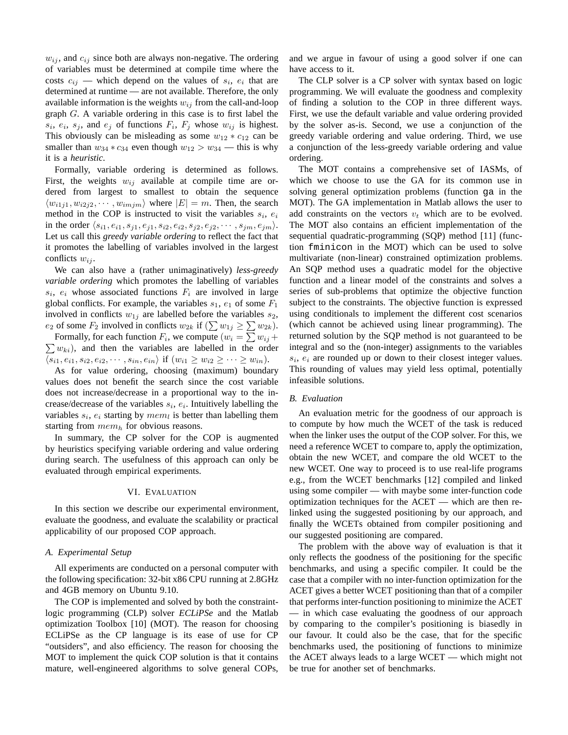$w_{ij}$, and $c_{ij}$ since both are always non-negative. The ordering of variables must be determined at compile time where the costs $c_{ij}$ — which depend on the values of $s_i$, $e_i$ that are determined at runtime — are not available. Therefore, the only available information is the weights $w_{ij}$ from the call-and-loop graph $G$. A variable ordering in this case is to first label the $s_i$, $e_i$, $s_j$, and $e_j$ of functions $F_i$, $F_j$ whose $w_{ij}$ is highest. This obviously can be misleading as some $w_{12} * c_{12}$ can be smaller than $w_{34} * c_{34}$ even though $w_{12} > w_{34}$ — this is why it is a *heuristic*.

Formally, variable ordering is determined as follows. First, the weights $w_{ij}$ available at compile time are ordered from largest to smallest to obtain the sequence $\langle w_{i1j1}, w_{i2j2}, \cdots, w_{imjm} \rangle$ where $|E| = m$. Then, the search method in the COP is instructed to visit the variables $s_i$, $e_i$ in the order $\langle s_{i1}, e_{i1}, s_{j1}, e_{j1}, s_{i2}, e_{i2}, s_{j2}, e_{j2}, \cdots, s_{jm}, e_{jm} \rangle$. Let us call this *greedy variable ordering* to reflect the fact that it promotes the labelling of variables involved in the largest conflicts $w_{ij}$.

We can also have a (rather unimaginatively) *less-greedy variable ordering* which promotes the labelling of variables $s_i$, $e_i$ whose associated functions $F_i$ are involved in large global conflicts. For example, the variables $s_1$, $e_1$ of some $F_1$ involved in conflicts $w_{1j}$ are labelled before the variables $s_2$, $e_2$ of some $F_2$ involved in conflicts $w_{2k}$ if $(\sum w_{1j} \geq \sum w_{2k})$.

Formally, for each function $F_i$, we compute $(w_i = \sum w_{ij} + \sum w_{ki})$, and then the variables are labelled in the order $\langle s_{i1}, e_{i1}, s_{i2}, e_{i2}, \cdots, s_{in}, e_{in} \rangle$ if $(w_{i1} \geq w_{i2} \geq \cdots \geq w_{in})$.

As for value ordering, choosing (maximum) boundary values does not benefit the search since the cost variable does not increase/decrease in a proportional way to the increase/decrease of the variables $s_i$, $e_i$. Intuitively labelling the variables $s_i$, $e_i$ starting by $mem_l$ is better than labelling them starting from $mem_h$ for obvious reasons.

In summary, the CP solver for the COP is augmented by heuristics specifying variable ordering and value ordering during search. The usefulness of this approach can only be evaluated through empirical experiments.

## VI. Evaluation

In this section we describe our experimental environment, evaluate the goodness, and evaluate the scalability or practical applicability of our proposed COP approach.

### A. Experimental Setup

All experiments are conducted on a personal computer with the following specification: 32-bit x86 CPU running at 2.8GHz and 4GB memory on Ubuntu 9.10.

The COP is implemented and solved by both the constraint-logic programming (CLP) solver *ECLiPSe* and the Matlab optimization Toolbox [10] (MOT). The reason for choosing ECLiPSe as the CP language is its ease of use for CP "outsiders", and also efficiency. The reason for choosing the MOT to implement the quick COP solution is that it contains mature, well-engineered algorithms to solve general COPs, and we argue in favour of using a good solver if one can have access to it.

The CLP solver is a CP solver with syntax based on logic programming. We will evaluate the goodness and complexity of finding a solution to the COP in three different ways. First, we use the default variable and value ordering provided by the solver as-is. Second, we use a conjunction of the greedy variable ordering and value ordering. Third, we use a conjunction of the less-greedy variable ordering and value ordering.

The MOT contains a comprehensive set of IASMs, of which we choose to use the GA for its common use in solving general optimization problems (function `ga` in the MOT). The GA implementation in Matlab allows the user to add constraints on the vectors $v_t$ which are to be evolved. The MOT also contains an efficient implementation of the sequential quadratic-programming (SQP) method [11] (function `fminicon` in the MOT) which can be used to solve multivariate (non-linear) constrained optimization problems. An SQP method uses a quadratic model for the objective function and a linear model of the constraints and solves a series of sub-problems that optimize the objective function subject to the constraints. The objective function is expressed using conditionals to implement the different cost scenarios (which cannot be achieved using linear programming). The returned solution by the SQP method is not guaranteed to be integral and so the (non-integer) assignments to the variables $s_i$, $e_i$ are rounded up or down to their closest integer values. This rounding of values may yield less optimal, potentially infeasible solutions.

### B. Evaluation

An evaluation metric for the goodness of our approach is to compute by how much the WCET of the task is reduced when the linker uses the output of the COP solver. For this, we need a reference WCET to compare to, apply the optimization, obtain the new WCET, and compare the old WCET to the new WCET. One way to proceed is to use real-life programs e.g., from the WCET benchmarks [12] compiled and linked using some compiler — with maybe some inter-function code optimization techniques for the ACET — which are then re-linked using the suggested positioning by our approach, and finally the WCETs obtained from compiler positioning and our suggested positioning are compared.

The problem with the above way of evaluation is that it only reflects the goodness of the positioning for the specific benchmarks, and using a specific compiler. It could be the case that a compiler with no inter-function optimization for the ACET gives a better WCET positioning than that of a compiler that performs inter-function positioning to minimize the ACET — in which case evaluating the goodness of our approach by comparing to the compiler's positioning is biasedly in our favour. It could also be the case, that for the specific benchmarks used, the positioning of functions to minimize the ACET always leads to a large WCET — which might not be true for another set of benchmarks.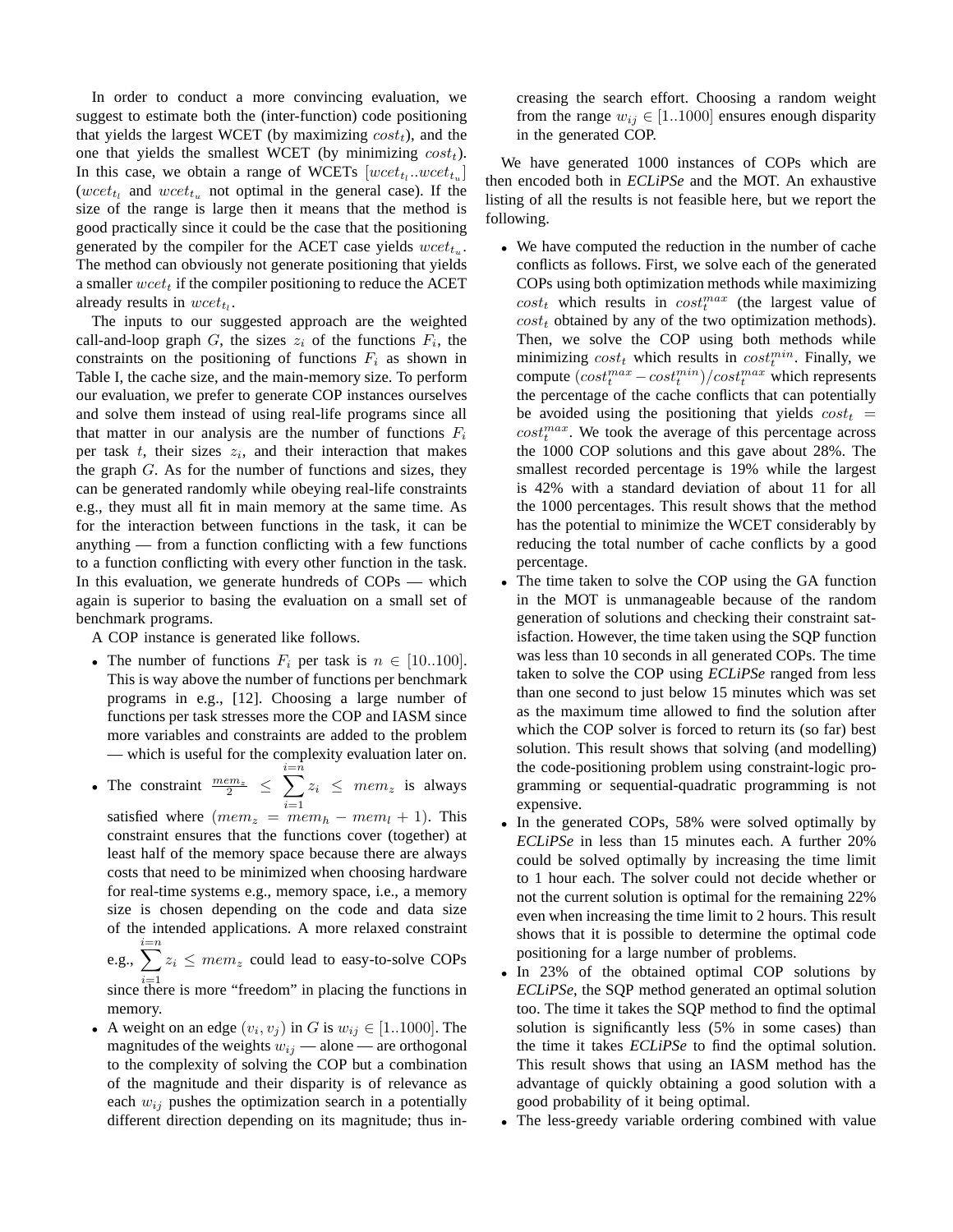In order to conduct a more convincing evaluation, we suggest to estimate both the (inter-function) code positioning that yields the largest WCET (by maximizing $cost_t$), and the one that yields the smallest WCET (by minimizing $cost_t$). In this case, we obtain a range of WCETs $[wcet_{t_l}..wcet_{t_u}]$ ($wcet_{t_l}$ and $wcet_{t_u}$ not optimal in the general case). If the size of the range is large then it means that the method is good practically since it could be the case that the positioning generated by the compiler for the ACET case yields $wcet_{t_u}$. The method can obviously not generate positioning that yields a smaller $wcet_t$ if the compiler positioning to reduce the ACET already results in $wcet_{t_l}$.

The inputs to our suggested approach are the weighted call-and-loop graph $G$, the sizes $z_i$ of the functions $F_i$, the constraints on the positioning of functions $F_i$ as shown in Table I, the cache size, and the main-memory size. To perform our evaluation, we prefer to generate COP instances ourselves and solve them instead of using real-life programs since all that matter in our analysis are the number of functions $F_i$ per task $t$, their sizes $z_i$, and their interaction that makes the graph $G$. As for the number of functions and sizes, they can be generated randomly while obeying real-life constraints e.g., they must all fit in main memory at the same time. As for the interaction between functions in the task, it can be anything — from a function conflicting with a few functions to a function conflicting with every other function in the task. In this evaluation, we generate hundreds of COPs — which again is superior to basing the evaluation on a small set of benchmark programs.

A COP instance is generated like follows.

- The number of functions $F_i$ per task is $n \in [10..100]$. This is way above the number of functions per benchmark programs in e.g., [12]. Choosing a large number of functions per task stresses more the COP and IASM since more variables and constraints are added to the problem — which is useful for the complexity evaluation later on.
- The constraint $\frac{mem_z}{2} \leq \sum_{i=1}^{i=n} z_i \leq mem_z$ is always satisfied where ($mem_z = mem_h - mem_l + 1$). This constraint ensures that the functions cover (together) at least half of the memory space because there are always costs that need to be minimized when choosing hardware for real-time systems e.g., memory space, i.e., a memory size is chosen depending on the code and data size of the intended applications. A more relaxed constraint e.g., $\sum_{i=1}^{i=n} z_i \leq mem_z$ could lead to easy-to-solve COPs since there is more "freedom" in placing the functions in memory.
- A weight on an edge $(v_i, v_j)$ in $G$ is $w_{ij} \in [1..1000]$. The magnitudes of the weights $w_{ij}$ — alone — are orthogonal to the complexity of solving the COP but a combination of the magnitude and their disparity is of relevance as each $w_{ij}$ pushes the optimization search in a potentially different direction depending on its magnitude; thus increasing the search effort. Choosing a random weight from the range $w_{ij} \in [1..1000]$ ensures enough disparity in the generated COP.

We have generated 1000 instances of COPs which are then encoded both in *ECLiPSe* and the MOT. An exhaustive listing of all the results is not feasible here, but we report the following.

- We have computed the reduction in the number of cache conflicts as follows. First, we solve each of the generated COPs using both optimization methods while maximizing $cost_t$ which results in $cost_t^{max}$ (the largest value of $cost_t$ obtained by any of the two optimization methods). Then, we solve the COP using both methods while minimizing $cost_t$ which results in $cost_t^{min}$. Finally, we compute $(cost_t^{max} - cost_t^{min})/cost_t^{max}$ which represents the percentage of the cache conflicts that can potentially be avoided using the positioning that yields $cost_t = cost_t^{max}$. We took the average of this percentage across the 1000 COP solutions and this gave about 28%. The smallest recorded percentage is 19% while the largest is 42% with a standard deviation of about 11 for all the 1000 percentages. This result shows that the method has the potential to minimize the WCET considerably by reducing the total number of cache conflicts by a good percentage.
- The time taken to solve the COP using the GA function in the MOT is unmanageable because of the random generation of solutions and checking their constraint satisfaction. However, the time taken using the SQP function was less than 10 seconds in all generated COPs. The time taken to solve the COP using *ECLiPSe* ranged from less than one second to just below 15 minutes which was set as the maximum time allowed to find the solution after which the COP solver is forced to return its (so far) best solution. This result shows that solving (and modelling) the code-positioning problem using constraint-logic programming or sequential-quadratic programming is not expensive.
- In the generated COPs, 58% were solved optimally by *ECLiPSe* in less than 15 minutes each. A further 20% could be solved optimally by increasing the time limit to 1 hour each. The solver could not decide whether or not the current solution is optimal for the remaining 22% even when increasing the time limit to 2 hours. This result shows that it is possible to determine the optimal code positioning for a large number of problems.
- In 23% of the obtained optimal COP solutions by *ECLiPSe*, the SQP method generated an optimal solution too. The time it takes the SQP method to find the optimal solution is significantly less (5% in some cases) than the time it takes *ECLiPSe* to find the optimal solution. This result shows that using an IASM method has the advantage of quickly obtaining a good solution with a good probability of it being optimal.
- The less-greedy variable ordering combined with value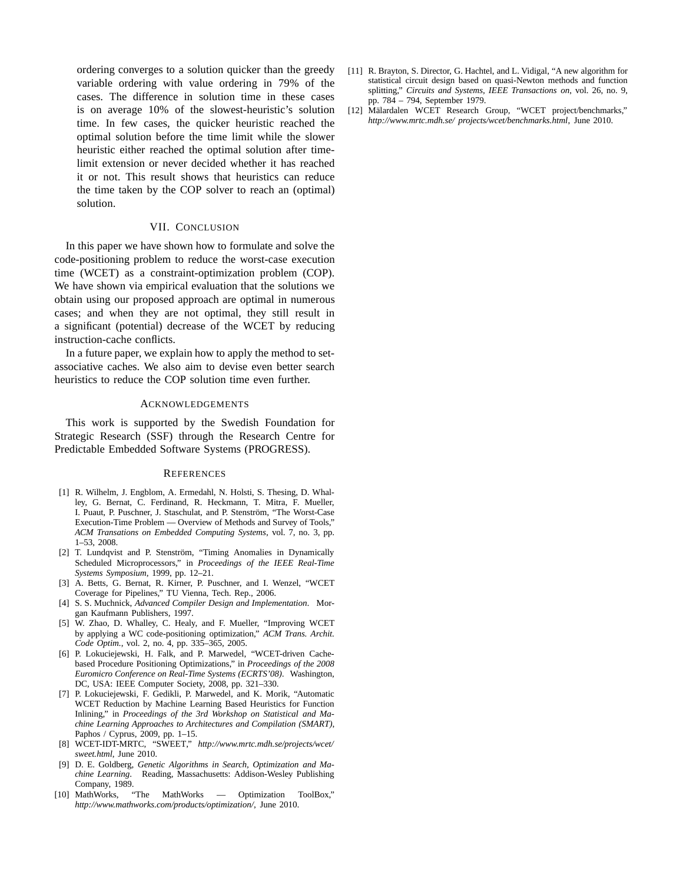ordering converges to a solution quicker than the greedy variable ordering with value ordering in 79% of the cases. The difference in solution time in these cases is on average 10% of the slowest-heuristic's solution time. In few cases, the quicker heuristic reached the optimal solution before the time limit while the slower heuristic either reached the optimal solution after time-limit extension or never decided whether it has reached it or not. This result shows that heuristics can reduce the time taken by the COP solver to reach an (optimal) solution.

## VII. Conclusion

In this paper we have shown how to formulate and solve the code-positioning problem to reduce the worst-case execution time (WCET) as a constraint-optimization problem (COP). We have shown via empirical evaluation that the solutions we obtain using our proposed approach are optimal in numerous cases; and when they are not optimal, they still result in a significant (potential) decrease of the WCET by reducing instruction-cache conflicts.

In a future paper, we explain how to apply the method to set-associative caches. We also aim to devise even better search heuristics to reduce the COP solution time even further.

## Acknowledgements

This work is supported by the Swedish Foundation for Strategic Research (SSF) through the Research Centre for Predictable Embedded Software Systems (PROGRESS).

## References

[1] R. Wilhelm, J. Engblom, A. Ermedahl, N. Holsti, S. Thesing, D. Whalley, G. Bernat, C. Ferdinand, R. Heckmann, T. Mitra, F. Mueller, I. Puaut, P. Puschner, J. Staschulat, and P. Stenström, "The Worst-Case Execution-Time Problem — Overview of Methods and Survey of Tools," *ACM Transations on Embedded Computing Systems*, vol. 7, no. 3, pp. 1–53, 2008.

[2] T. Lundqvist and P. Stenström, "Timing Anomalies in Dynamically Scheduled Microprocessors," in *Proceedings of the IEEE Real-Time Systems Symposium*, 1999, pp. 12–21.

[3] A. Betts, G. Bernat, R. Kirner, P. Puschner, and I. Wenzel, "WCET Coverage for Pipelines," TU Vienna, Tech. Rep., 2006.

[4] S. S. Muchnick, *Advanced Compiler Design and Implementation*. Morgan Kaufmann Publishers, 1997.

[5] W. Zhao, D. Whalley, C. Healy, and F. Mueller, "Improving WCET by applying a WC code-positioning optimization," *ACM Trans. Archit. Code Optim.*, vol. 2, no. 4, pp. 335–365, 2005.

[6] P. Lokuciejewski, H. Falk, and P. Marwedel, "WCET-driven Cache-based Procedure Positioning Optimizations," in *Proceedings of the 2008 Euromicro Conference on Real-Time Systems (ECRTS'08)*. Washington, DC, USA: IEEE Computer Society, 2008, pp. 321–330.

[7] P. Lokuciejewski, F. Gedikli, P. Marwedel, and K. Morik, "Automatic WCET Reduction by Machine Learning Based Heuristics for Function Inlining," in *Proceedings of the 3rd Workshop on Statistical and Machine Learning Approaches to Architectures and Compilation (SMART)*, Paphos / Cyprus, 2009, pp. 1–15.

[8] WCET-IDT-MRTC, "SWEET," *http://www.mrtc.mdh.se/projects/wcet/sweet.html*, June 2010.

[9] D. E. Goldberg, *Genetic Algorithms in Search, Optimization and Machine Learning*. Reading, Massachusetts: Addison-Wesley Publishing Company, 1989.

[10] MathWorks, "The MathWorks — Optimization ToolBox," *http://www.mathworks.com/products/optimization/*, June 2010.

[11] R. Brayton, S. Director, G. Hachtel, and L. Vidigal, "A new algorithm for statistical circuit design based on quasi-Newton methods and function splitting," *Circuits and Systems, IEEE Transactions on*, vol. 26, no. 9, pp. 784 – 794, September 1979.

[12] Mälardalen WCET Research Group, "WCET project/benchmarks," *http://www.mrtc.mdh.se/ projects/wcet/benchmarks.html*, June 2010.